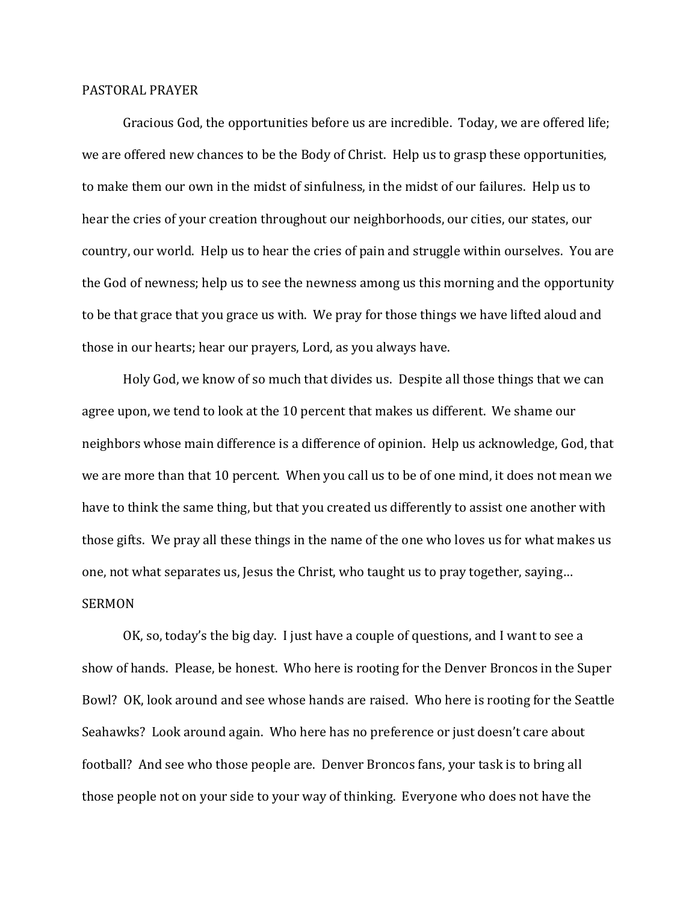## PASTORAL PRAYER

Gracious God, the opportunities before us are incredible. Today, we are offered life; we are offered new chances to be the Body of Christ. Help us to grasp these opportunities, to make them our own in the midst of sinfulness, in the midst of our failures. Help us to hear the cries of your creation throughout our neighborhoods, our cities, our states, our country, our world. Help us to hear the cries of pain and struggle within ourselves. You are the God of newness; help us to see the newness among us this morning and the opportunity to be that grace that you grace us with. We pray for those things we have lifted aloud and those in our hearts; hear our prayers, Lord, as you always have.

Holy God, we know of so much that divides us. Despite all those things that we can agree upon, we tend to look at the 10 percent that makes us different. We shame our neighbors whose main difference is a difference of opinion. Help us acknowledge, God, that we are more than that 10 percent. When you call us to be of one mind, it does not mean we have to think the same thing, but that you created us differently to assist one another with those gifts. We pray all these things in the name of the one who loves us for what makes us one, not what separates us, Jesus the Christ, who taught us to pray together, saying…

## SERMON

OK, so, today's the big day. I just have a couple of questions, and I want to see a show of hands. Please, be honest. Who here is rooting for the Denver Broncos in the Super Bowl? OK, look around and see whose hands are raised. Who here is rooting for the Seattle Seahawks? Look around again. Who here has no preference or just doesn't care about football? And see who those people are. Denver Broncos fans, your task is to bring all those people not on your side to your way of thinking. Everyone who does not have the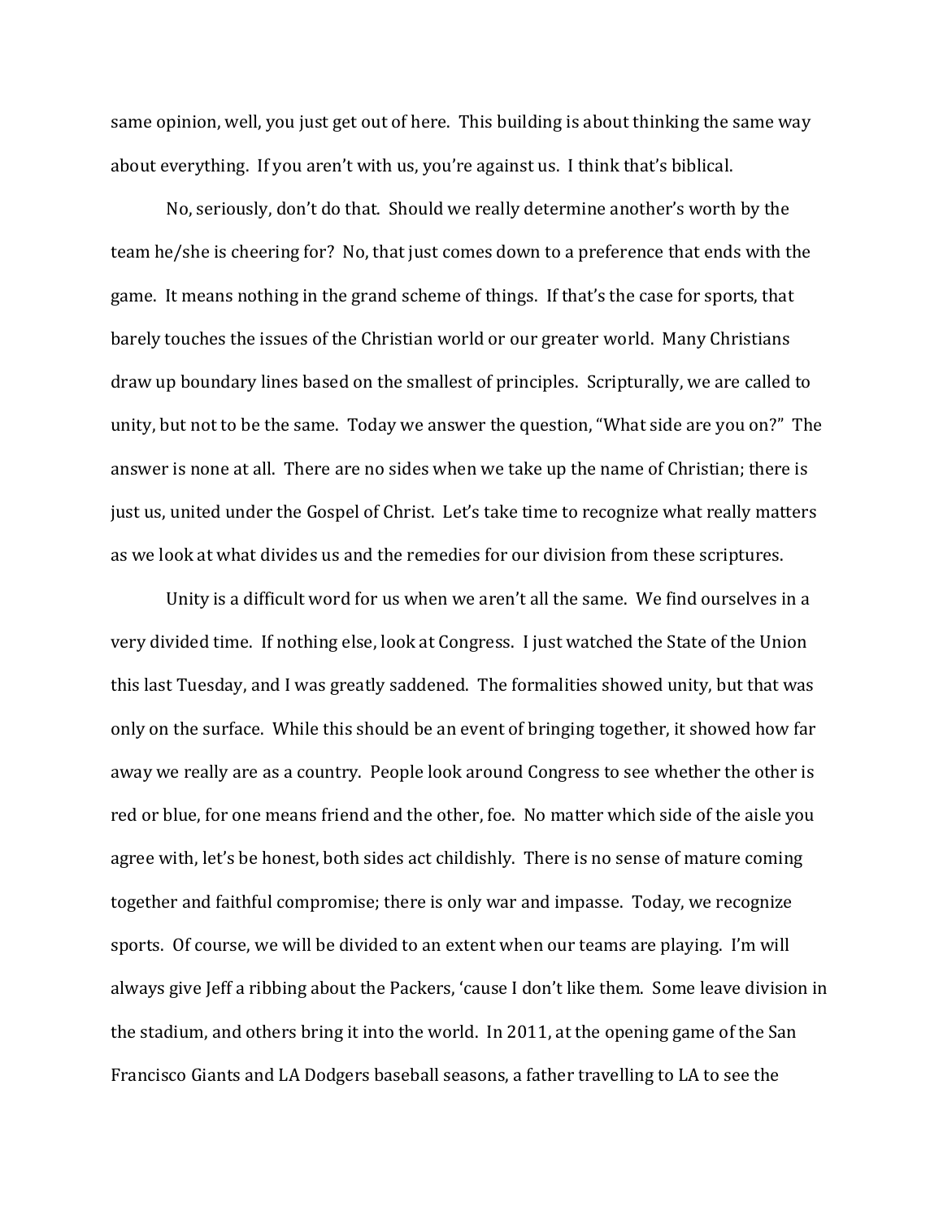same opinion, well, you just get out of here. This building is about thinking the same way about everything. If you aren't with us, you're against us. I think that's biblical.

No, seriously, don't do that. Should we really determine another's worth by the team he/she is cheering for? No, that just comes down to a preference that ends with the game. It means nothing in the grand scheme of things. If that's the case for sports, that barely touches the issues of the Christian world or our greater world. Many Christians draw up boundary lines based on the smallest of principles. Scripturally, we are called to unity, but not to be the same. Today we answer the question, "What side are you on?" The answer is none at all. There are no sides when we take up the name of Christian; there is just us, united under the Gospel of Christ. Let's take time to recognize what really matters as we look at what divides us and the remedies for our division from these scriptures.

Unity is a difficult word for us when we aren't all the same. We find ourselves in a very divided time. If nothing else, look at Congress. I just watched the State of the Union this last Tuesday, and I was greatly saddened. The formalities showed unity, but that was only on the surface. While this should be an event of bringing together, it showed how far away we really are as a country. People look around Congress to see whether the other is red or blue, for one means friend and the other, foe. No matter which side of the aisle you agree with, let's be honest, both sides act childishly. There is no sense of mature coming together and faithful compromise; there is only war and impasse. Today, we recognize sports. Of course, we will be divided to an extent when our teams are playing. I'm will always give Jeff a ribbing about the Packers, 'cause I don't like them. Some leave division in the stadium, and others bring it into the world. In 2011, at the opening game of the San Francisco Giants and LA Dodgers baseball seasons, a father travelling to LA to see the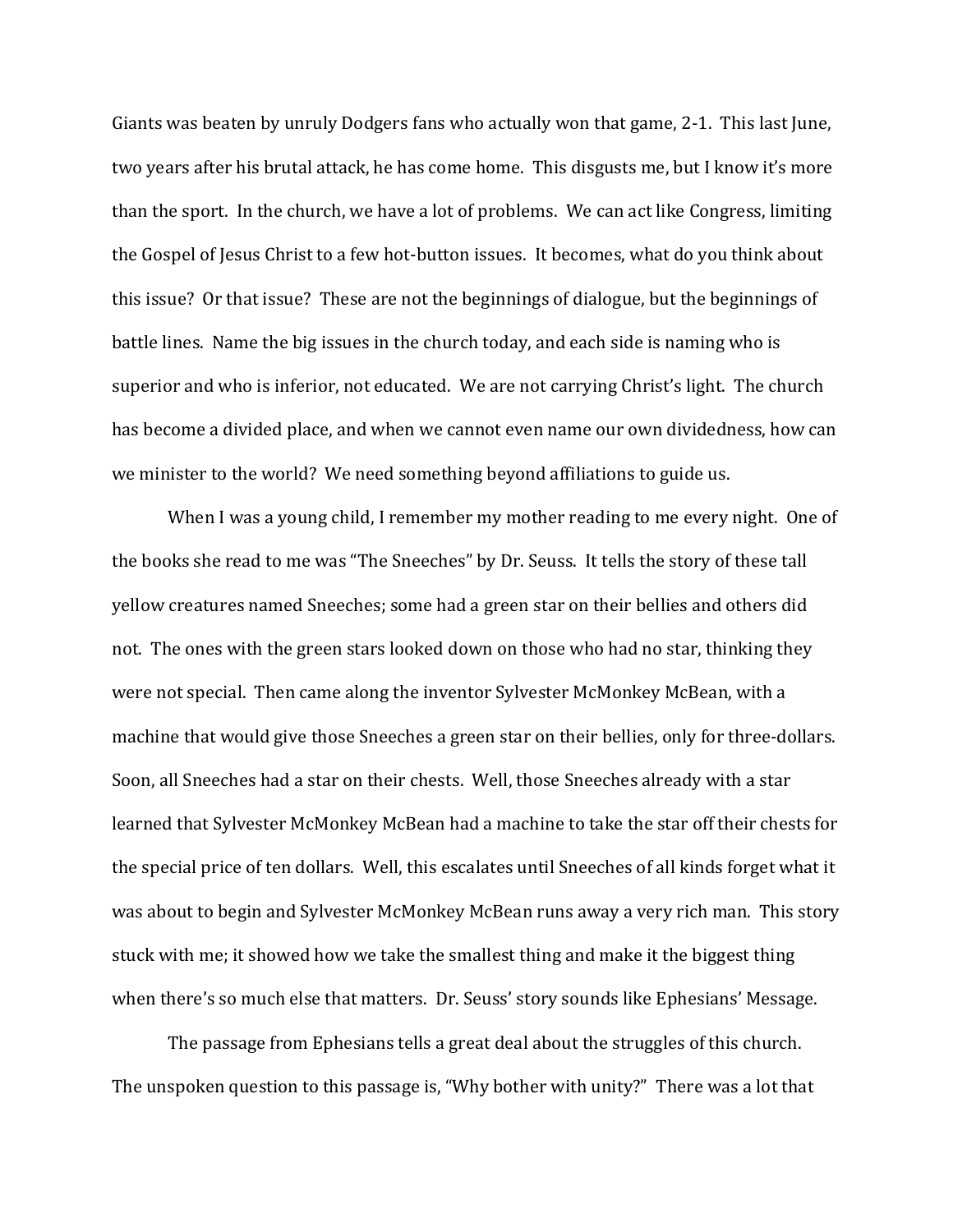Giants was beaten by unruly Dodgers fans who actually won that game, 2-1. This last June, two years after his brutal attack, he has come home. This disgusts me, but I know it's more than the sport. In the church, we have a lot of problems. We can act like Congress, limiting the Gospel of Jesus Christ to a few hot-button issues. It becomes, what do you think about this issue? Or that issue? These are not the beginnings of dialogue, but the beginnings of battle lines. Name the big issues in the church today, and each side is naming who is superior and who is inferior, not educated. We are not carrying Christ's light. The church has become a divided place, and when we cannot even name our own dividedness, how can we minister to the world? We need something beyond affiliations to guide us.

When I was a young child, I remember my mother reading to me every night. One of the books she read to me was "The Sneeches" by Dr. Seuss. It tells the story of these tall yellow creatures named Sneeches; some had a green star on their bellies and others did not. The ones with the green stars looked down on those who had no star, thinking they were not special. Then came along the inventor Sylvester McMonkey McBean, with a machine that would give those Sneeches a green star on their bellies, only for three-dollars. Soon, all Sneeches had a star on their chests. Well, those Sneeches already with a star learned that Sylvester McMonkey McBean had a machine to take the star off their chests for the special price of ten dollars. Well, this escalates until Sneeches of all kinds forget what it was about to begin and Sylvester McMonkey McBean runs away a very rich man. This story stuck with me; it showed how we take the smallest thing and make it the biggest thing when there's so much else that matters. Dr. Seuss' story sounds like Ephesians' Message.

The passage from Ephesians tells a great deal about the struggles of this church. The unspoken question to this passage is, "Why bother with unity?" There was a lot that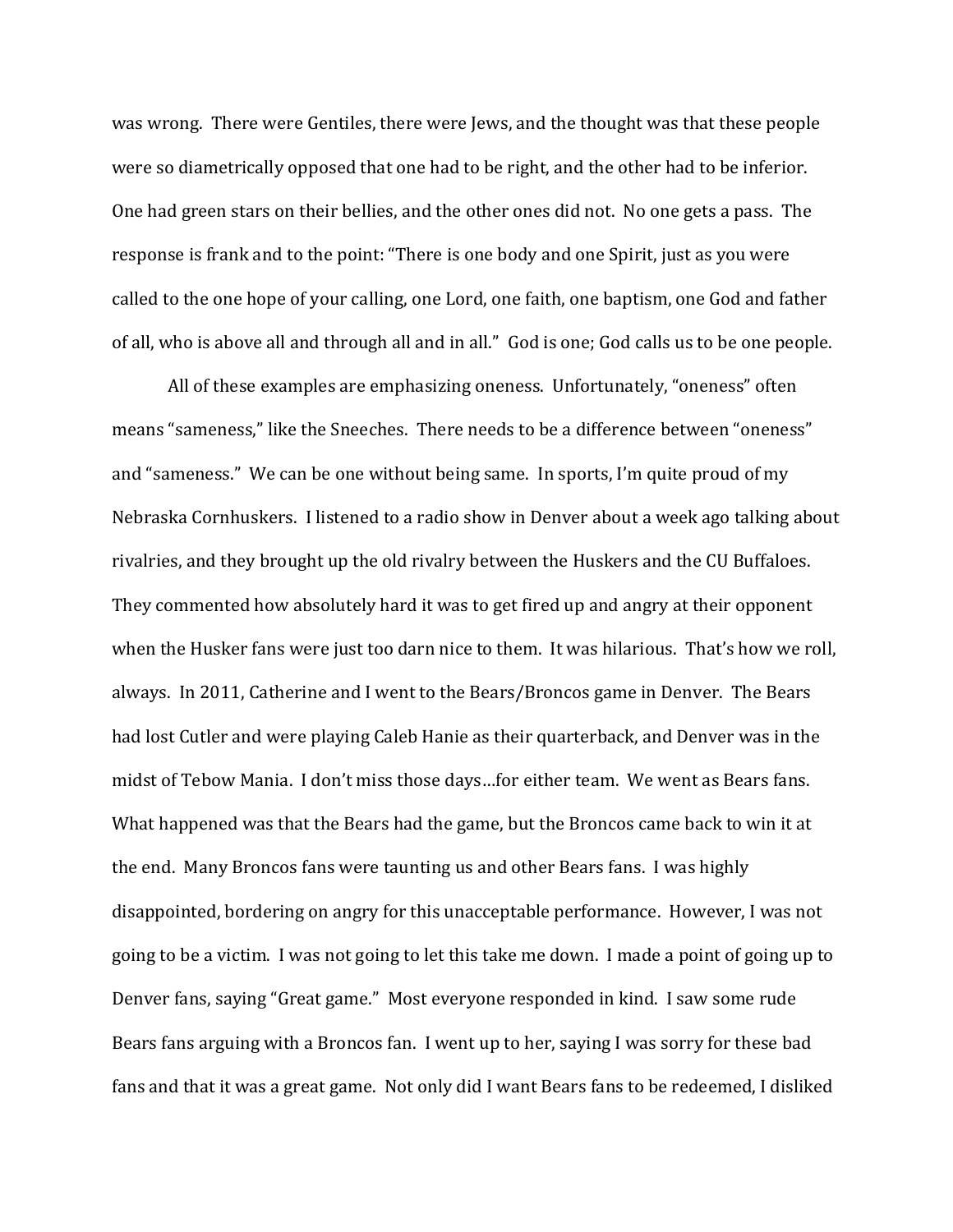was wrong. There were Gentiles, there were Jews, and the thought was that these people were so diametrically opposed that one had to be right, and the other had to be inferior. One had green stars on their bellies, and the other ones did not. No one gets a pass. The response is frank and to the point: "There is one body and one Spirit, just as you were called to the one hope of your calling, one Lord, one faith, one baptism, one God and father of all, who is above all and through all and in all." God is one; God calls us to be one people.

All of these examples are emphasizing oneness. Unfortunately, "oneness" often means "sameness," like the Sneeches. There needs to be a difference between "oneness" and "sameness." We can be one without being same. In sports, I'm quite proud of my Nebraska Cornhuskers. I listened to a radio show in Denver about a week ago talking about rivalries, and they brought up the old rivalry between the Huskers and the CU Buffaloes. They commented how absolutely hard it was to get fired up and angry at their opponent when the Husker fans were just too darn nice to them. It was hilarious. That's how we roll, always. In 2011, Catherine and I went to the Bears/Broncos game in Denver. The Bears had lost Cutler and were playing Caleb Hanie as their quarterback, and Denver was in the midst of Tebow Mania. I don't miss those days…for either team. We went as Bears fans. What happened was that the Bears had the game, but the Broncos came back to win it at the end. Many Broncos fans were taunting us and other Bears fans. I was highly disappointed, bordering on angry for this unacceptable performance. However, I was not going to be a victim. I was not going to let this take me down. I made a point of going up to Denver fans, saying "Great game." Most everyone responded in kind. I saw some rude Bears fans arguing with a Broncos fan. I went up to her, saying I was sorry for these bad fans and that it was a great game. Not only did I want Bears fans to be redeemed, I disliked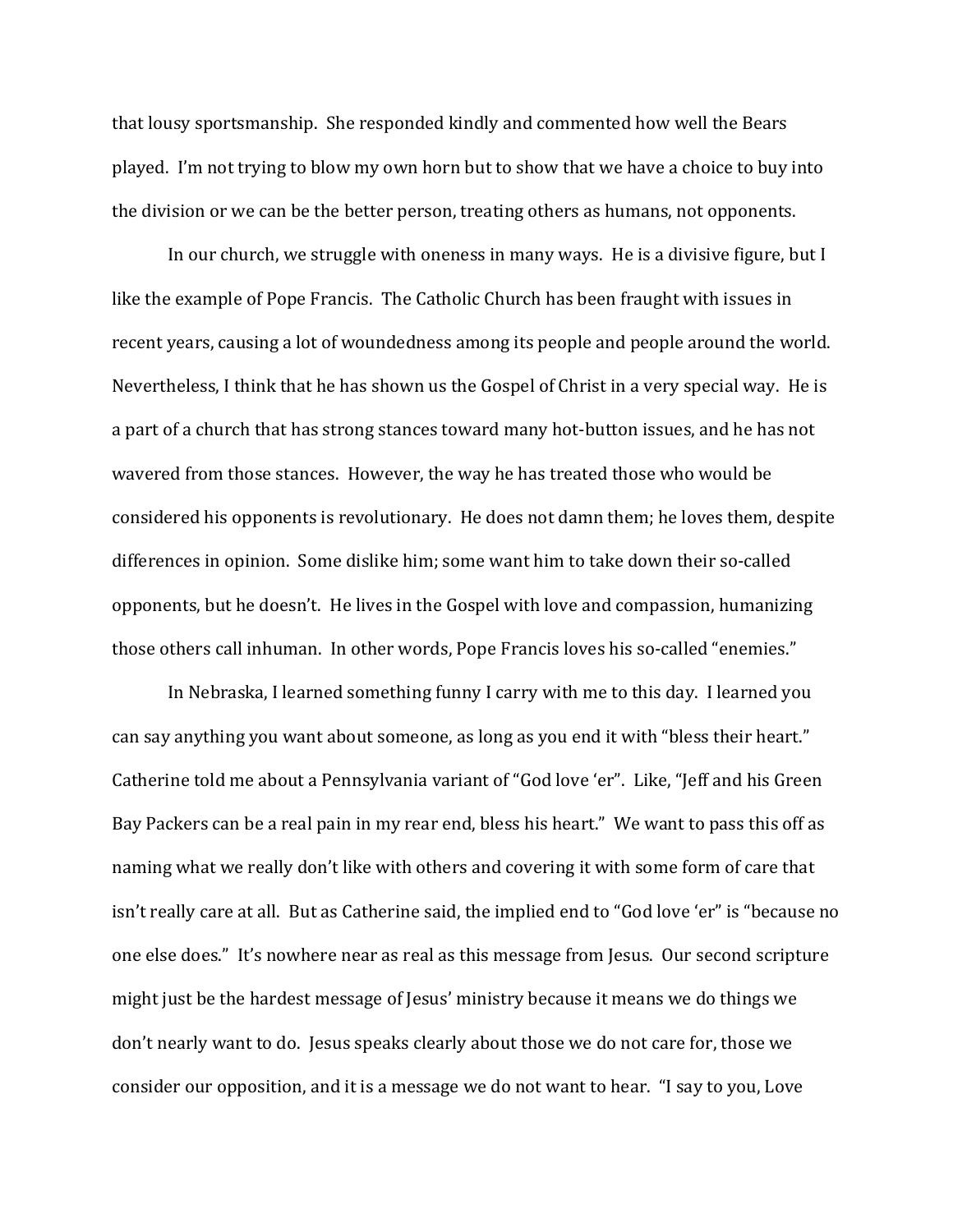that lousy sportsmanship.  She responded kindly and commented how well the Bears played.  I'm not trying to blow my own horn but to show that we have a choice to buy into the division or we can be the better person, treating others as humans, not opponents.

In our church, we struggle with oneness in many ways.  He is a divisive figure, but I like the example of Pope Francis.  The Catholic Church has been fraught with issues in recent years, causing a lot of woundedness among its people and people around the world.  Nevertheless, I think that he has shown us the Gospel of Christ in a very special way.  He is a part of a church that has strong stances toward many hot-button issues, and he has not wavered from those stances.  However, the way he has treated those who would be considered his opponents is revolutionary.  He does not damn them; he loves them, despite differences in opinion.  Some dislike him; some want him to take down their so-called opponents, but he doesn't.  He lives in the Gospel with love and compassion, humanizing those others call inhuman.  In other words, Pope Francis loves his so-called "enemies."

In Nebraska, I learned something funny I carry with me to this day.  I learned you can say anything you want about someone, as long as you end it with "bless their heart."  Catherine told me about a Pennsylvania variant of "God love 'er".  Like, "Jeff and his Green Bay Packers can be a real pain in my rear end, bless his heart."  We want to pass this off as naming what we really don't like with others and covering it with some form of care that isn't really care at all.  But as Catherine said, the implied end to "God love 'er" is "because no one else does."  It's nowhere near as real as this message from Jesus.  Our second scripture might just be the hardest message of Jesus' ministry because it means we do things we don't nearly want to do.  Jesus speaks clearly about those we do not care for, those we consider our opposition, and it is a message we do not want to hear.  "I say to you, Love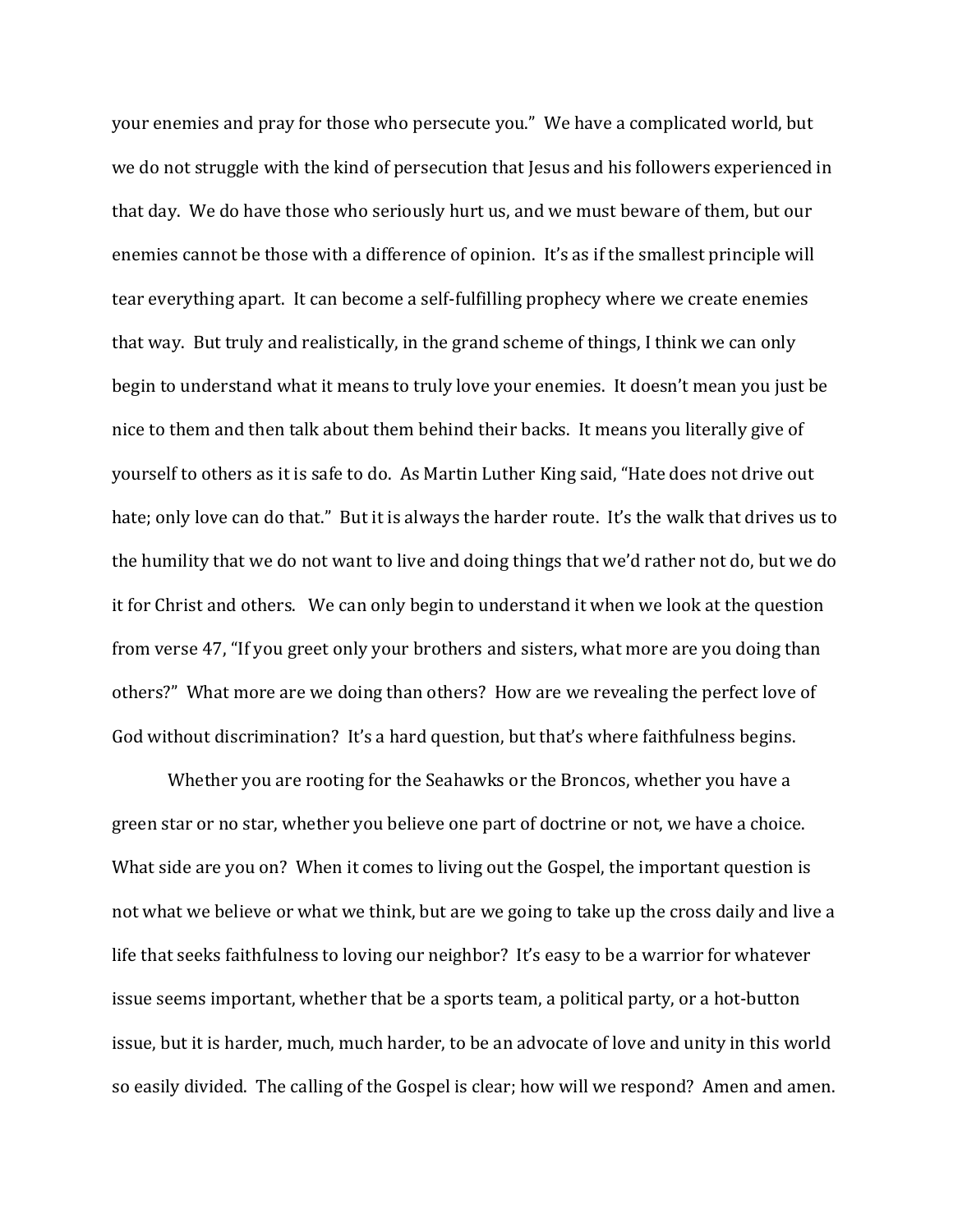your enemies and pray for those who persecute you." We have a complicated world, but we do not struggle with the kind of persecution that Jesus and his followers experienced in that day. We do have those who seriously hurt us, and we must beware of them, but our enemies cannot be those with a difference of opinion. It's as if the smallest principle will tear everything apart. It can become a self-fulfilling prophecy where we create enemies that way. But truly and realistically, in the grand scheme of things, I think we can only begin to understand what it means to truly love your enemies. It doesn't mean you just be nice to them and then talk about them behind their backs. It means you literally give of yourself to others as it is safe to do. As Martin Luther King said, "Hate does not drive out hate; only love can do that." But it is always the harder route. It's the walk that drives us to the humility that we do not want to live and doing things that we'd rather not do, but we do it for Christ and others. We can only begin to understand it when we look at the question from verse 47, "If you greet only your brothers and sisters, what more are you doing than others?" What more are we doing than others? How are we revealing the perfect love of God without discrimination? It's a hard question, but that's where faithfulness begins.

Whether you are rooting for the Seahawks or the Broncos, whether you have a green star or no star, whether you believe one part of doctrine or not, we have a choice. What side are you on? When it comes to living out the Gospel, the important question is not what we believe or what we think, but are we going to take up the cross daily and live a life that seeks faithfulness to loving our neighbor? It's easy to be a warrior for whatever issue seems important, whether that be a sports team, a political party, or a hot-button issue, but it is harder, much, much harder, to be an advocate of love and unity in this world so easily divided. The calling of the Gospel is clear; how will we respond? Amen and amen.